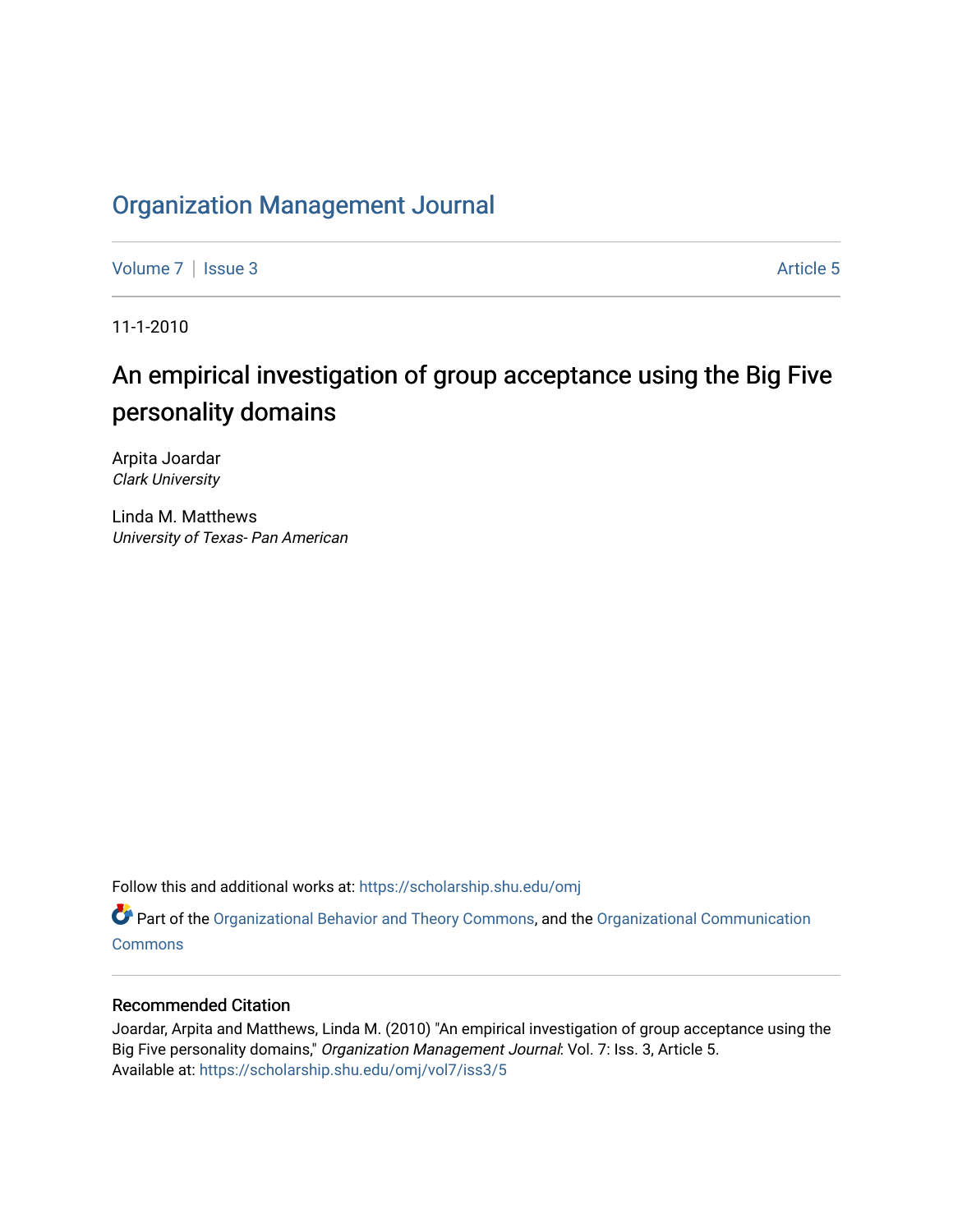# Organization Management Journal

Volume 7 | Issue 3 Article 5

11-1-2010

## An empirical investigation of group acceptance using the Big Five personality domains

Arpita Joardar
*Clark University*

Linda M. Matthews
*University of Texas- Pan American*

Follow this and additional works at: https://scholarship.shu.edu/omj

Part of the Organizational Behavior and Theory Commons, and the Organizational Communication Commons

### Recommended Citation

Joardar, Arpita and Matthews, Linda M. (2010) "An empirical investigation of group acceptance using the Big Five personality domains," *Organization Management Journal*: Vol. 7: Iss. 3, Article 5.
Available at: https://scholarship.shu.edu/omj/vol7/iss3/5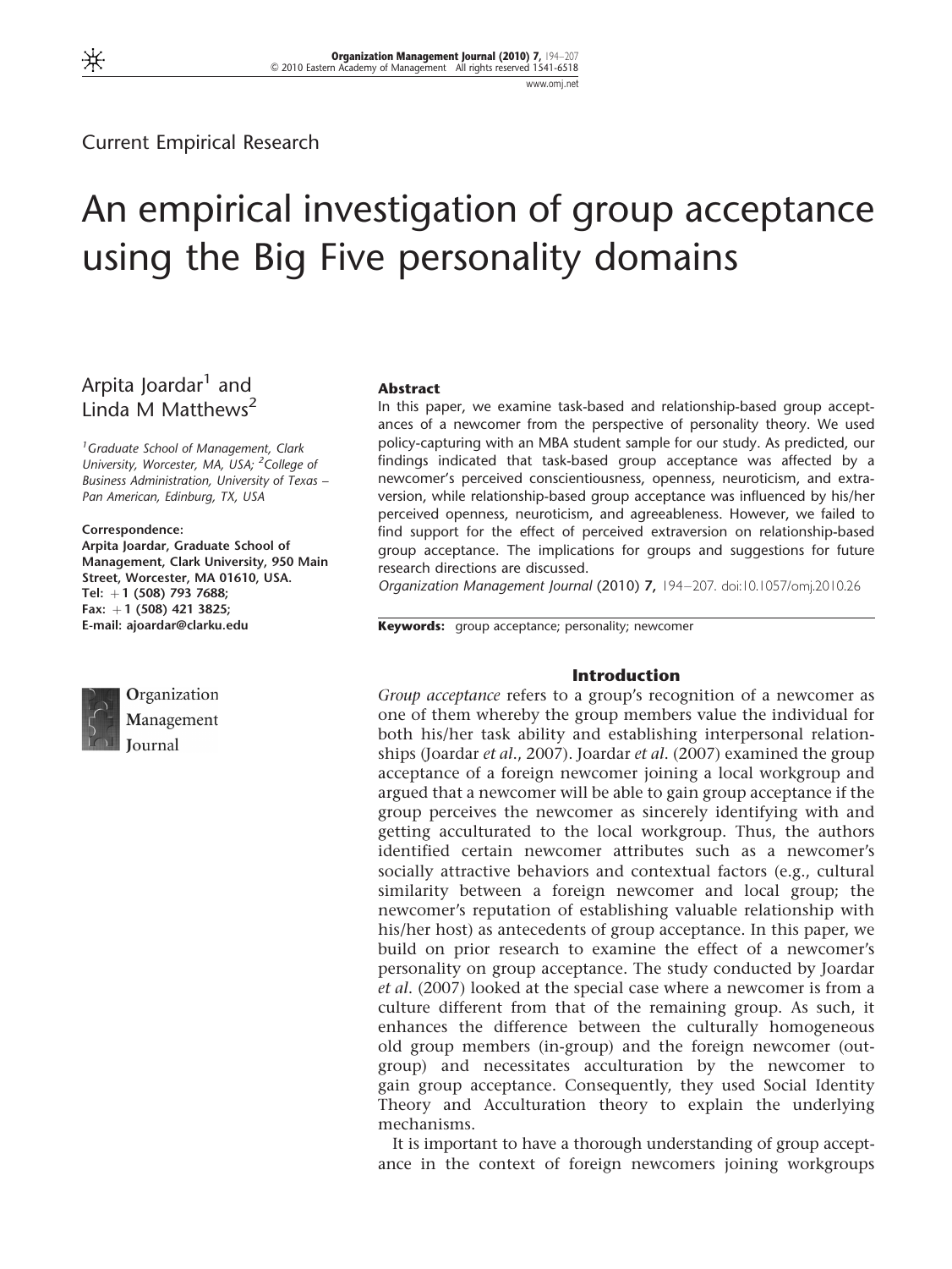Current Empirical Research

# An empirical investigation of group acceptance using the Big Five personality domains

Arpita Joardar[1] and Linda M Matthews[2]

[1]Graduate School of Management, Clark University, Worcester, MA, USA; [2]College of Business Administration, University of Texas – Pan American, Edinburg, TX, USA

**Correspondence:**
**Arpita Joardar, Graduate School of Management, Clark University, 950 Main Street, Worcester, MA 01610, USA.**
**Tel: +1 (508) 793 7688;**
**Fax: +1 (508) 421 3825;**
**E-mail: ajoardar@clarku.edu**

## Abstract

In this paper, we examine task-based and relationship-based group acceptances of a newcomer from the perspective of personality theory. We used policy-capturing with an MBA student sample for our study. As predicted, our findings indicated that task-based group acceptance was affected by a newcomer's perceived conscientiousness, openness, neuroticism, and extraversion, while relationship-based group acceptance was influenced by his/her perceived openness, neuroticism, and agreeableness. However, we failed to find support for the effect of perceived extraversion on relationship-based group acceptance. The implications for groups and suggestions for future research directions are discussed.

*Organization Management Journal* (2010) **7,** 194–207. doi:10.1057/omj.2010.26

**Keywords:** group acceptance; personality; newcomer

## Introduction

*Group acceptance* refers to a group's recognition of a newcomer as one of them whereby the group members value the individual for both his/her task ability and establishing interpersonal relationships (Joardar *et al*., 2007). Joardar *et al*. (2007) examined the group acceptance of a foreign newcomer joining a local workgroup and argued that a newcomer will be able to gain group acceptance if the group perceives the newcomer as sincerely identifying with and getting acculturated to the local workgroup. Thus, the authors identified certain newcomer attributes such as a newcomer's socially attractive behaviors and contextual factors (e.g., cultural similarity between a foreign newcomer and local group; the newcomer's reputation of establishing valuable relationship with his/her host) as antecedents of group acceptance. In this paper, we build on prior research to examine the effect of a newcomer's personality on group acceptance. The study conducted by Joardar *et al*. (2007) looked at the special case where a newcomer is from a culture different from that of the remaining group. As such, it enhances the difference between the culturally homogeneous old group members (in-group) and the foreign newcomer (out-group) and necessitates acculturation by the newcomer to gain group acceptance. Consequently, they used Social Identity Theory and Acculturation theory to explain the underlying mechanisms.

It is important to have a thorough understanding of group acceptance in the context of foreign newcomers joining workgroups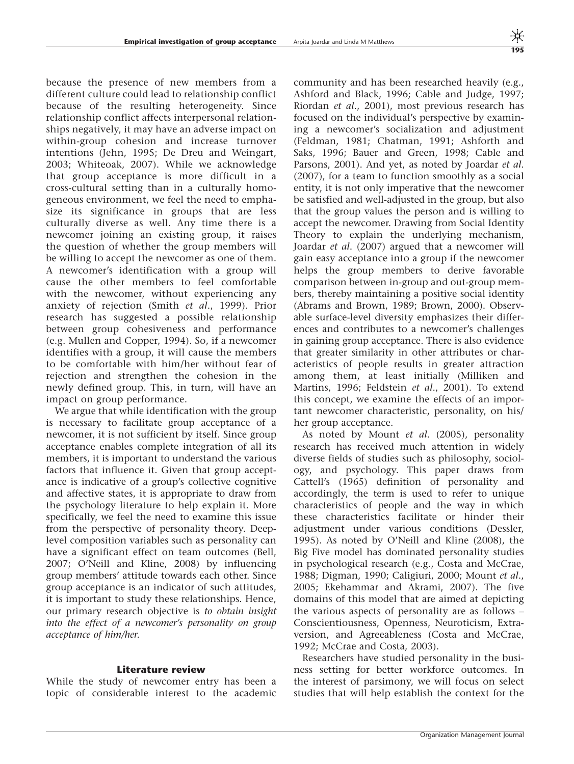because the presence of new members from a different culture could lead to relationship conflict because of the resulting heterogeneity. Since relationship conflict affects interpersonal relationships negatively, it may have an adverse impact on within-group cohesion and increase turnover intentions (Jehn, 1995; De Dreu and Weingart, 2003; Whiteoak, 2007). While we acknowledge that group acceptance is more difficult in a cross-cultural setting than in a culturally homogeneous environment, we feel the need to emphasize its significance in groups that are less culturally diverse as well. Any time there is a newcomer joining an existing group, it raises the question of whether the group members will be willing to accept the newcomer as one of them. A newcomer's identification with a group will cause the other members to feel comfortable with the newcomer, without experiencing any anxiety of rejection (Smith *et al*., 1999). Prior research has suggested a possible relationship between group cohesiveness and performance (e.g. Mullen and Copper, 1994). So, if a newcomer identifies with a group, it will cause the members to be comfortable with him/her without fear of rejection and strengthen the cohesion in the newly defined group. This, in turn, will have an impact on group performance.

We argue that while identification with the group is necessary to facilitate group acceptance of a newcomer, it is not sufficient by itself. Since group acceptance enables complete integration of all its members, it is important to understand the various factors that influence it. Given that group acceptance is indicative of a group's collective cognitive and affective states, it is appropriate to draw from the psychology literature to help explain it. More specifically, we feel the need to examine this issue from the perspective of personality theory. Deep-level composition variables such as personality can have a significant effect on team outcomes (Bell, 2007; O'Neill and Kline, 2008) by influencing group members' attitude towards each other. Since group acceptance is an indicator of such attitudes, it is important to study these relationships. Hence, our primary research objective is *to obtain insight into the effect of a newcomer's personality on group acceptance of him/her*.

## Literature review

While the study of newcomer entry has been a topic of considerable interest to the academic community and has been researched heavily (e.g., Ashford and Black, 1996; Cable and Judge, 1997; Riordan *et al*., 2001), most previous research has focused on the individual's perspective by examining a newcomer's socialization and adjustment (Feldman, 1981; Chatman, 1991; Ashforth and Saks, 1996; Bauer and Green, 1998; Cable and Parsons, 2001). And yet, as noted by Joardar *et al*. (2007), for a team to function smoothly as a social entity, it is not only imperative that the newcomer be satisfied and well-adjusted in the group, but also that the group values the person and is willing to accept the newcomer. Drawing from Social Identity Theory to explain the underlying mechanism, Joardar *et al*. (2007) argued that a newcomer will gain easy acceptance into a group if the newcomer helps the group members to derive favorable comparison between in-group and out-group members, thereby maintaining a positive social identity (Abrams and Brown, 1989; Brown, 2000). Observable surface-level diversity emphasizes their differences and contributes to a newcomer's challenges in gaining group acceptance. There is also evidence that greater similarity in other attributes or characteristics of people results in greater attraction among them, at least initially (Milliken and Martins, 1996; Feldstein *et al*., 2001). To extend this concept, we examine the effects of an important newcomer characteristic, personality, on his/her group acceptance.

As noted by Mount *et al*. (2005), personality research has received much attention in widely diverse fields of studies such as philosophy, sociology, and psychology. This paper draws from Cattell's (1965) definition of personality and accordingly, the term is used to refer to unique characteristics of people and the way in which these characteristics facilitate or hinder their adjustment under various conditions (Dessler, 1995). As noted by O'Neill and Kline (2008), the Big Five model has dominated personality studies in psychological research (e.g., Costa and McCrae, 1988; Digman, 1990; Caligiuri, 2000; Mount *et al*., 2005; Ekehammar and Akrami, 2007). The five domains of this model that are aimed at depicting the various aspects of personality are as follows – Conscientiousness, Openness, Neuroticism, Extraversion, and Agreeableness (Costa and McCrae, 1992; McCrae and Costa, 2003).

Researchers have studied personality in the business setting for better workforce outcomes. In the interest of parsimony, we will focus on select studies that will help establish the context for the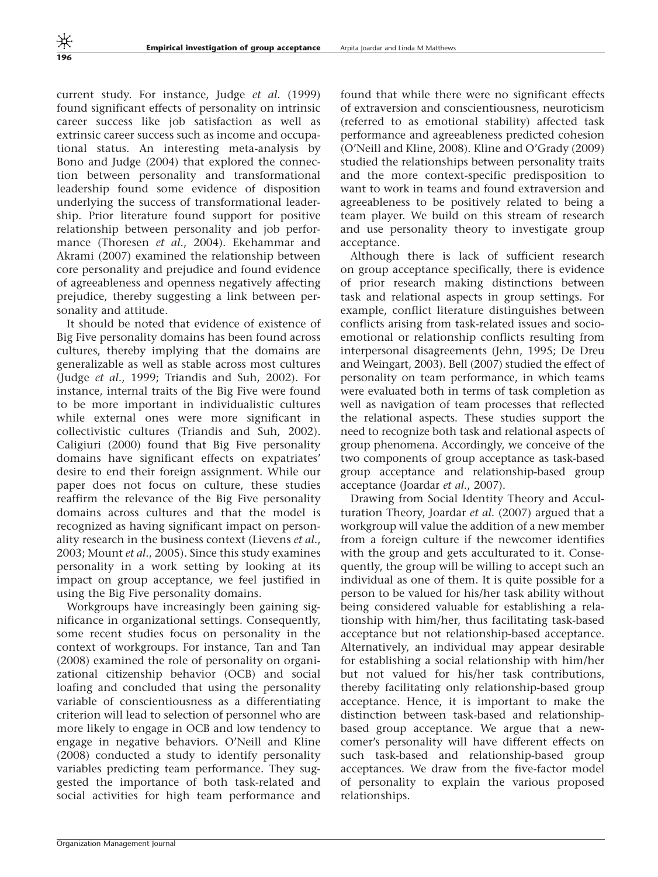current study. For instance, Judge *et al*. (1999) found significant effects of personality on intrinsic career success like job satisfaction as well as extrinsic career success such as income and occupational status. An interesting meta-analysis by Bono and Judge (2004) that explored the connection between personality and transformational leadership found some evidence of disposition underlying the success of transformational leadership. Prior literature found support for positive relationship between personality and job performance (Thoresen *et al*., 2004). Ekehammar and Akrami (2007) examined the relationship between core personality and prejudice and found evidence of agreeableness and openness negatively affecting prejudice, thereby suggesting a link between personality and attitude.

It should be noted that evidence of existence of Big Five personality domains has been found across cultures, thereby implying that the domains are generalizable as well as stable across most cultures (Judge *et al*., 1999; Triandis and Suh, 2002). For instance, internal traits of the Big Five were found to be more important in individualistic cultures while external ones were more significant in collectivistic cultures (Triandis and Suh, 2002). Caligiuri (2000) found that Big Five personality domains have significant effects on expatriates' desire to end their foreign assignment. While our paper does not focus on culture, these studies reaffirm the relevance of the Big Five personality domains across cultures and that the model is recognized as having significant impact on personality research in the business context (Lievens *et al*., 2003; Mount *et al*., 2005). Since this study examines personality in a work setting by looking at its impact on group acceptance, we feel justified in using the Big Five personality domains.

Workgroups have increasingly been gaining significance in organizational settings. Consequently, some recent studies focus on personality in the context of workgroups. For instance, Tan and Tan (2008) examined the role of personality on organizational citizenship behavior (OCB) and social loafing and concluded that using the personality variable of conscientiousness as a differentiating criterion will lead to selection of personnel who are more likely to engage in OCB and low tendency to engage in negative behaviors. O'Neill and Kline (2008) conducted a study to identify personality variables predicting team performance. They suggested the importance of both task-related and social activities for high team performance and found that while there were no significant effects of extraversion and conscientiousness, neuroticism (referred to as emotional stability) affected task performance and agreeableness predicted cohesion (O'Neill and Kline, 2008). Kline and O'Grady (2009) studied the relationships between personality traits and the more context-specific predisposition to want to work in teams and found extraversion and agreeableness to be positively related to being a team player. We build on this stream of research and use personality theory to investigate group acceptance.

Although there is lack of sufficient research on group acceptance specifically, there is evidence of prior research making distinctions between task and relational aspects in group settings. For example, conflict literature distinguishes between conflicts arising from task-related issues and socio-emotional or relationship conflicts resulting from interpersonal disagreements (Jehn, 1995; De Dreu and Weingart, 2003). Bell (2007) studied the effect of personality on team performance, in which teams were evaluated both in terms of task completion as well as navigation of team processes that reflected the relational aspects. These studies support the need to recognize both task and relational aspects of group phenomena. Accordingly, we conceive of the two components of group acceptance as task-based group acceptance and relationship-based group acceptance (Joardar *et al*., 2007).

Drawing from Social Identity Theory and Acculturation Theory, Joardar *et al*. (2007) argued that a workgroup will value the addition of a new member from a foreign culture if the newcomer identifies with the group and gets acculturated to it. Consequently, the group will be willing to accept such an individual as one of them. It is quite possible for a person to be valued for his/her task ability without being considered valuable for establishing a relationship with him/her, thus facilitating task-based acceptance but not relationship-based acceptance. Alternatively, an individual may appear desirable for establishing a social relationship with him/her but not valued for his/her task contributions, thereby facilitating only relationship-based group acceptance. Hence, it is important to make the distinction between task-based and relationship-based group acceptance. We argue that a newcomer's personality will have different effects on such task-based and relationship-based group acceptances. We draw from the five-factor model of personality to explain the various proposed relationships.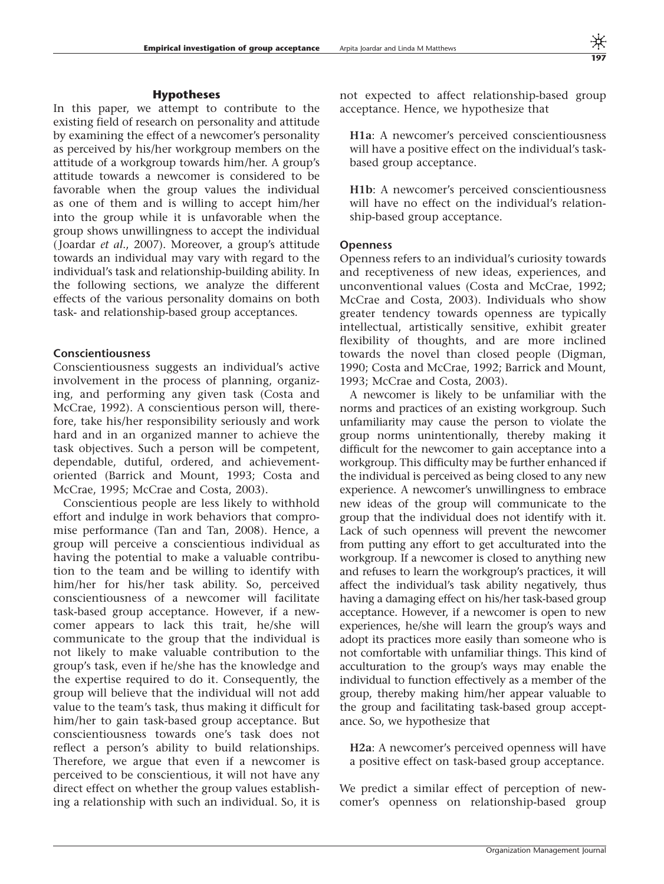## Hypotheses

In this paper, we attempt to contribute to the existing field of research on personality and attitude by examining the effect of a newcomer's personality as perceived by his/her workgroup members on the attitude of a workgroup towards him/her. A group's attitude towards a newcomer is considered to be favorable when the group values the individual as one of them and is willing to accept him/her into the group while it is unfavorable when the group shows unwillingness to accept the individual (Joardar *et al*., 2007). Moreover, a group's attitude towards an individual may vary with regard to the individual's task and relationship-building ability. In the following sections, we analyze the different effects of the various personality domains on both task- and relationship-based group acceptances.

### Conscientiousness

Conscientiousness suggests an individual's active involvement in the process of planning, organizing, and performing any given task (Costa and McCrae, 1992). A conscientious person will, therefore, take his/her responsibility seriously and work hard and in an organized manner to achieve the task objectives. Such a person will be competent, dependable, dutiful, ordered, and achievement-oriented (Barrick and Mount, 1993; Costa and McCrae, 1995; McCrae and Costa, 2003).

Conscientious people are less likely to withhold effort and indulge in work behaviors that compromise performance (Tan and Tan, 2008). Hence, a group will perceive a conscientious individual as having the potential to make a valuable contribution to the team and be willing to identify with him/her for his/her task ability. So, perceived conscientiousness of a newcomer will facilitate task-based group acceptance. However, if a newcomer appears to lack this trait, he/she will communicate to the group that the individual is not likely to make valuable contribution to the group's task, even if he/she has the knowledge and the expertise required to do it. Consequently, the group will believe that the individual will not add value to the team's task, thus making it difficult for him/her to gain task-based group acceptance. But conscientiousness towards one's task does not reflect a person's ability to build relationships. Therefore, we argue that even if a newcomer is perceived to be conscientious, it will not have any direct effect on whether the group values establishing a relationship with such an individual. So, it is not expected to affect relationship-based group acceptance. Hence, we hypothesize that

> **H1a**: A newcomer's perceived conscientiousness will have a positive effect on the individual's task-based group acceptance.

> **H1b**: A newcomer's perceived conscientiousness will have no effect on the individual's relationship-based group acceptance.

### Openness

Openness refers to an individual's curiosity towards and receptiveness of new ideas, experiences, and unconventional values (Costa and McCrae, 1992; McCrae and Costa, 2003). Individuals who show greater tendency towards openness are typically intellectual, artistically sensitive, exhibit greater flexibility of thoughts, and are more inclined towards the novel than closed people (Digman, 1990; Costa and McCrae, 1992; Barrick and Mount, 1993; McCrae and Costa, 2003).

A newcomer is likely to be unfamiliar with the norms and practices of an existing workgroup. Such unfamiliarity may cause the person to violate the group norms unintentionally, thereby making it difficult for the newcomer to gain acceptance into a workgroup. This difficulty may be further enhanced if the individual is perceived as being closed to any new experience. A newcomer's unwillingness to embrace new ideas of the group will communicate to the group that the individual does not identify with it. Lack of such openness will prevent the newcomer from putting any effort to get acculturated into the workgroup. If a newcomer is closed to anything new and refuses to learn the workgroup's practices, it will affect the individual's task ability negatively, thus having a damaging effect on his/her task-based group acceptance. However, if a newcomer is open to new experiences, he/she will learn the group's ways and adopt its practices more easily than someone who is not comfortable with unfamiliar things. This kind of acculturation to the group's ways may enable the individual to function effectively as a member of the group, thereby making him/her appear valuable to the group and facilitating task-based group acceptance. So, we hypothesize that

> **H2a**: A newcomer's perceived openness will have a positive effect on task-based group acceptance.

We predict a similar effect of perception of newcomer's openness on relationship-based group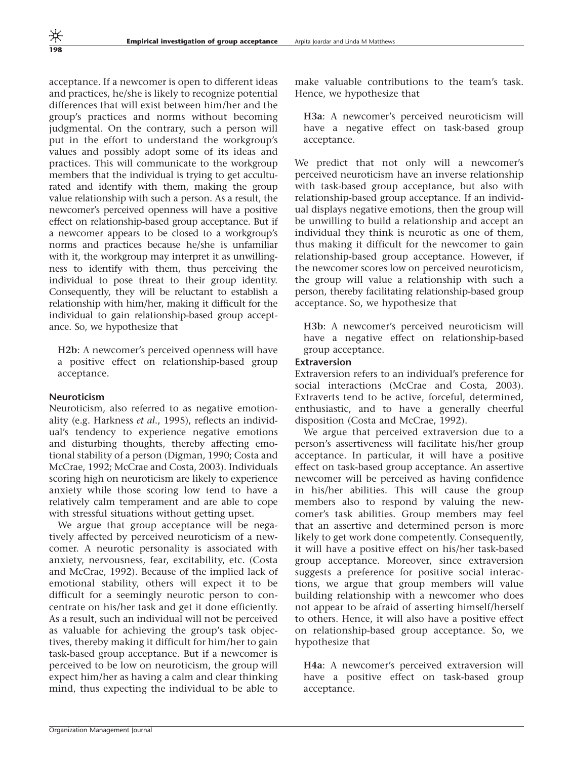acceptance. If a newcomer is open to different ideas and practices, he/she is likely to recognize potential differences that will exist between him/her and the group's practices and norms without becoming judgmental. On the contrary, such a person will put in the effort to understand the workgroup's values and possibly adopt some of its ideas and practices. This will communicate to the workgroup members that the individual is trying to get acculturated and identify with them, making the group value relationship with such a person. As a result, the newcomer's perceived openness will have a positive effect on relationship-based group acceptance. But if a newcomer appears to be closed to a workgroup's norms and practices because he/she is unfamiliar with it, the workgroup may interpret it as unwillingness to identify with them, thus perceiving the individual to pose threat to their group identity. Consequently, they will be reluctant to establish a relationship with him/her, making it difficult for the individual to gain relationship-based group acceptance. So, we hypothesize that

> **H2b**: A newcomer's perceived openness will have a positive effect on relationship-based group acceptance.

### Neuroticism

Neuroticism, also referred to as negative emotionality (e.g. Harkness *et al.*, 1995), reflects an individual's tendency to experience negative emotions and disturbing thoughts, thereby affecting emotional stability of a person (Digman, 1990; Costa and McCrae, 1992; McCrae and Costa, 2003). Individuals scoring high on neuroticism are likely to experience anxiety while those scoring low tend to have a relatively calm temperament and are able to cope with stressful situations without getting upset.

We argue that group acceptance will be negatively affected by perceived neuroticism of a newcomer. A neurotic personality is associated with anxiety, nervousness, fear, excitability, etc. (Costa and McCrae, 1992). Because of the implied lack of emotional stability, others will expect it to be difficult for a seemingly neurotic person to concentrate on his/her task and get it done efficiently. As a result, such an individual will not be perceived as valuable for achieving the group's task objectives, thereby making it difficult for him/her to gain task-based group acceptance. But if a newcomer is perceived to be low on neuroticism, the group will expect him/her as having a calm and clear thinking mind, thus expecting the individual to be able to make valuable contributions to the team's task. Hence, we hypothesize that

> **H3a**: A newcomer's perceived neuroticism will have a negative effect on task-based group acceptance.

We predict that not only will a newcomer's perceived neuroticism have an inverse relationship with task-based group acceptance, but also with relationship-based group acceptance. If an individual displays negative emotions, then the group will be unwilling to build a relationship and accept an individual they think is neurotic as one of them, thus making it difficult for the newcomer to gain relationship-based group acceptance. However, if the newcomer scores low on perceived neuroticism, the group will value a relationship with such a person, thereby facilitating relationship-based group acceptance. So, we hypothesize that

> **H3b**: A newcomer's perceived neuroticism will have a negative effect on relationship-based group acceptance.

### Extraversion

Extraversion refers to an individual's preference for social interactions (McCrae and Costa, 2003). Extraverts tend to be active, forceful, determined, enthusiastic, and to have a generally cheerful disposition (Costa and McCrae, 1992).

We argue that perceived extraversion due to a person's assertiveness will facilitate his/her group acceptance. In particular, it will have a positive effect on task-based group acceptance. An assertive newcomer will be perceived as having confidence in his/her abilities. This will cause the group members also to respond by valuing the newcomer's task abilities. Group members may feel that an assertive and determined person is more likely to get work done competently. Consequently, it will have a positive effect on his/her task-based group acceptance. Moreover, since extraversion suggests a preference for positive social interactions, we argue that group members will value building relationship with a newcomer who does not appear to be afraid of asserting himself/herself to others. Hence, it will also have a positive effect on relationship-based group acceptance. So, we hypothesize that

> **H4a**: A newcomer's perceived extraversion will have a positive effect on task-based group acceptance.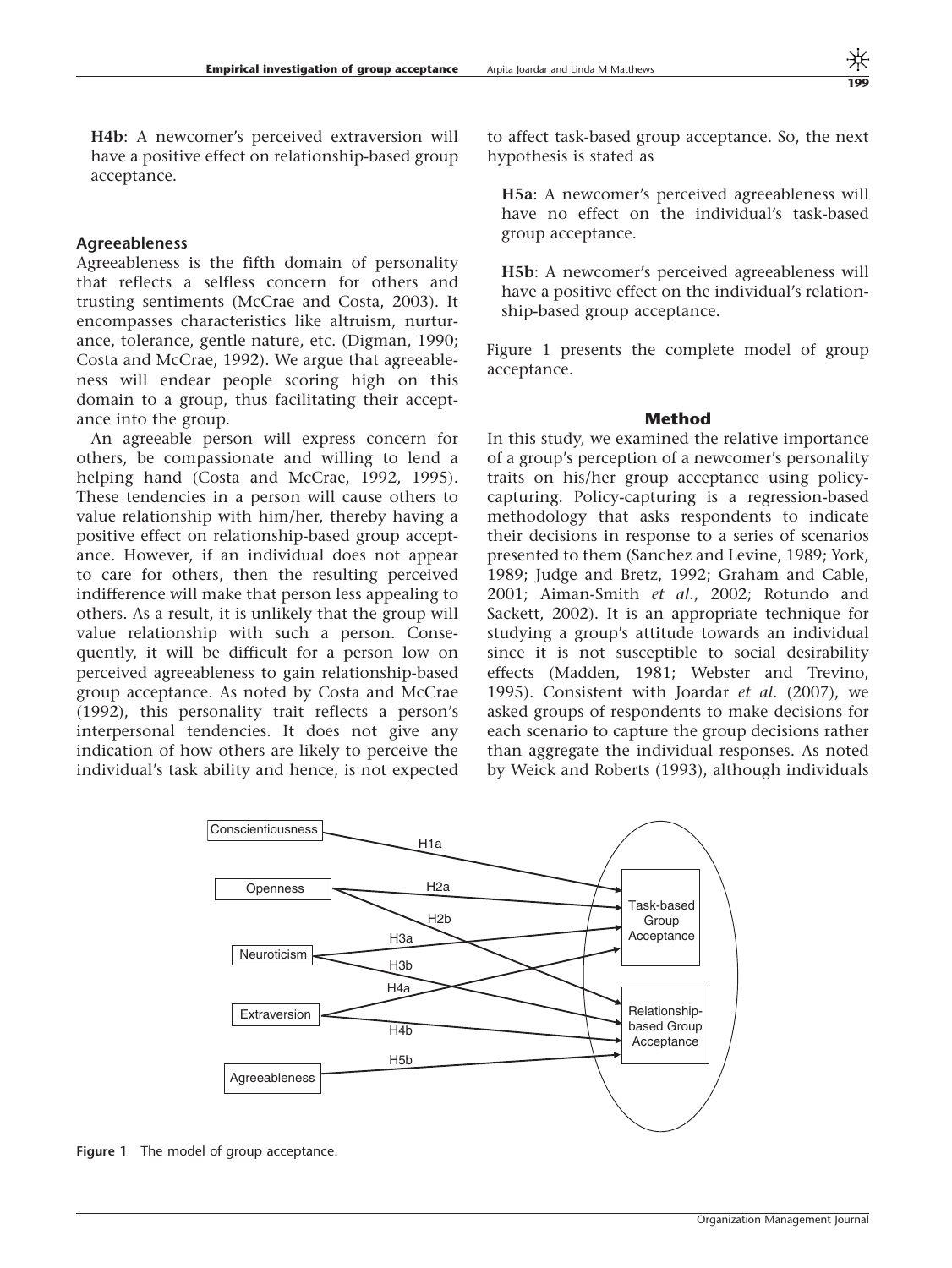**H4b**: A newcomer's perceived extraversion will have a positive effect on relationship-based group acceptance.

### Agreeableness

Agreeableness is the fifth domain of personality that reflects a selfless concern for others and trusting sentiments (McCrae and Costa, 2003). It encompasses characteristics like altruism, nurturance, tolerance, gentle nature, etc. (Digman, 1990; Costa and McCrae, 1992). We argue that agreeableness will endear people scoring high on this domain to a group, thus facilitating their acceptance into the group.

An agreeable person will express concern for others, be compassionate and willing to lend a helping hand (Costa and McCrae, 1992, 1995). These tendencies in a person will cause others to value relationship with him/her, thereby having a positive effect on relationship-based group acceptance. However, if an individual does not appear to care for others, then the resulting perceived indifference will make that person less appealing to others. As a result, it is unlikely that the group will value relationship with such a person. Consequently, it will be difficult for a person low on perceived agreeableness to gain relationship-based group acceptance. As noted by Costa and McCrae (1992), this personality trait reflects a person's interpersonal tendencies. It does not give any indication of how others are likely to perceive the individual's task ability and hence, is not expected to affect task-based group acceptance. So, the next hypothesis is stated as

**H5a**: A newcomer's perceived agreeableness will have no effect on the individual's task-based group acceptance.

**H5b**: A newcomer's perceived agreeableness will have a positive effect on the individual's relationship-based group acceptance.

Figure 1 presents the complete model of group acceptance.

## Method

In this study, we examined the relative importance of a group's perception of a newcomer's personality traits on his/her group acceptance using policy-capturing. Policy-capturing is a regression-based methodology that asks respondents to indicate their decisions in response to a series of scenarios presented to them (Sanchez and Levine, 1989; York, 1989; Judge and Bretz, 1992; Graham and Cable, 2001; Aiman-Smith *et al*., 2002; Rotundo and Sackett, 2002). It is an appropriate technique for studying a group's attitude towards an individual since it is not susceptible to social desirability effects (Madden, 1981; Webster and Trevino, 1995). Consistent with Joardar *et al*. (2007), we asked groups of respondents to make decisions for each scenario to capture the group decisions rather than aggregate the individual responses. As noted by Weick and Roberts (1993), although individuals

**Figure 1** The model of group acceptance.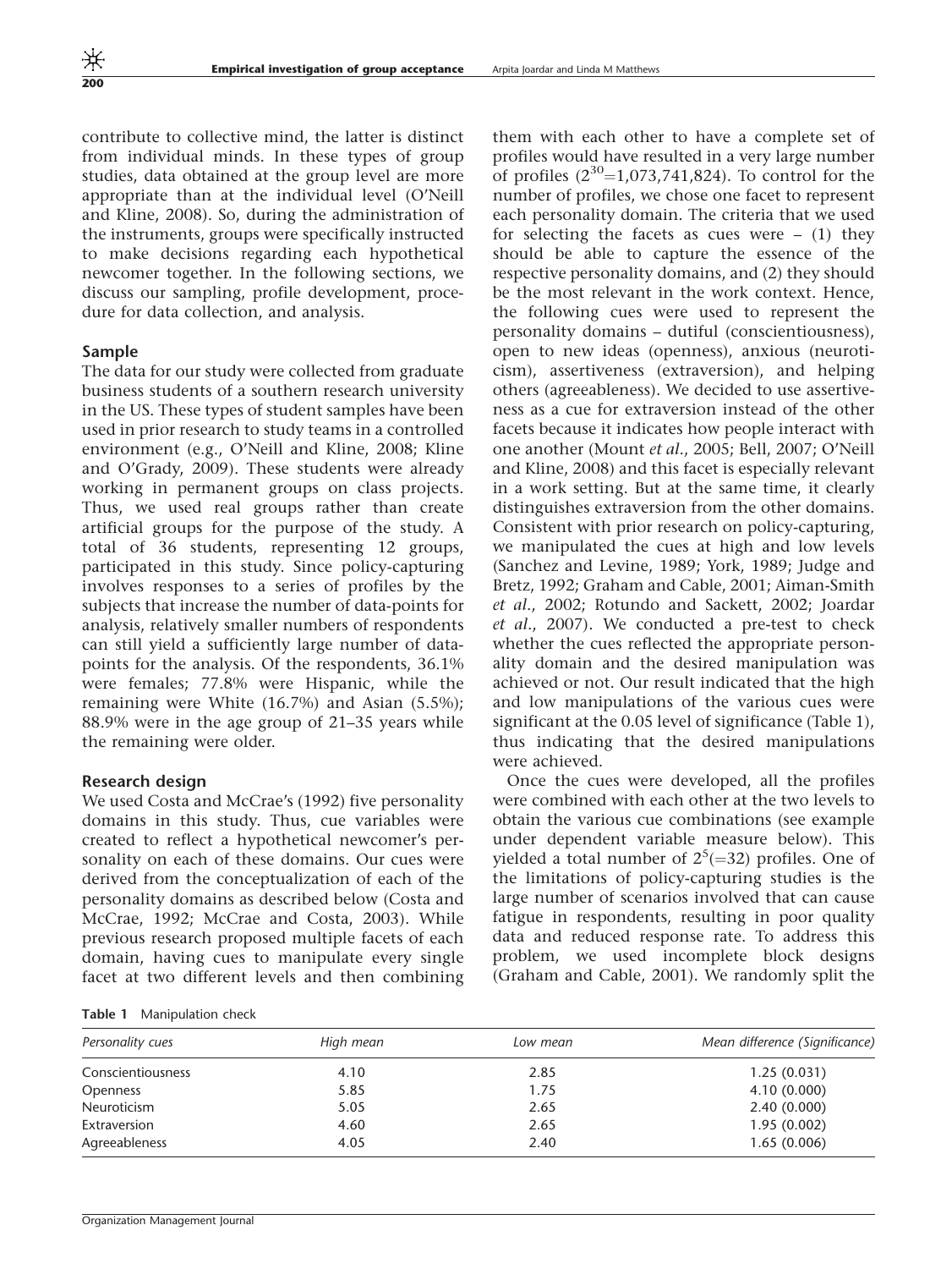contribute to collective mind, the latter is distinct from individual minds. In these types of group studies, data obtained at the group level are more appropriate than at the individual level (O'Neill and Kline, 2008). So, during the administration of the instruments, groups were specifically instructed to make decisions regarding each hypothetical newcomer together. In the following sections, we discuss our sampling, profile development, procedure for data collection, and analysis.

### Sample

The data for our study were collected from graduate business students of a southern research university in the US. These types of student samples have been used in prior research to study teams in a controlled environment (e.g., O'Neill and Kline, 2008; Kline and O'Grady, 2009). These students were already working in permanent groups on class projects. Thus, we used real groups rather than create artificial groups for the purpose of the study. A total of 36 students, representing 12 groups, participated in this study. Since policy-capturing involves responses to a series of profiles by the subjects that increase the number of data-points for analysis, relatively smaller numbers of respondents can still yield a sufficiently large number of data-points for the analysis. Of the respondents, 36.1% were females; 77.8% were Hispanic, while the remaining were White (16.7%) and Asian (5.5%); 88.9% were in the age group of 21–35 years while the remaining were older.

### Research design

We used Costa and McCrae's (1992) five personality domains in this study. Thus, cue variables were created to reflect a hypothetical newcomer's personality on each of these domains. Our cues were derived from the conceptualization of each of the personality domains as described below (Costa and McCrae, 1992; McCrae and Costa, 2003). While previous research proposed multiple facets of each domain, having cues to manipulate every single facet at two different levels and then combining them with each other to have a complete set of profiles would have resulted in a very large number of profiles ($2^{30}$=1,073,741,824). To control for the number of profiles, we chose one facet to represent each personality domain. The criteria that we used for selecting the facets as cues were – (1) they should be able to capture the essence of the respective personality domains, and (2) they should be the most relevant in the work context. Hence, the following cues were used to represent the personality domains – dutiful (conscientiousness), open to new ideas (openness), anxious (neuroticism), assertiveness (extraversion), and helping others (agreeableness). We decided to use assertiveness as a cue for extraversion instead of the other facets because it indicates how people interact with one another (Mount *et al*., 2005; Bell, 2007; O'Neill and Kline, 2008) and this facet is especially relevant in a work setting. But at the same time, it clearly distinguishes extraversion from the other domains. Consistent with prior research on policy-capturing, we manipulated the cues at high and low levels (Sanchez and Levine, 1989; York, 1989; Judge and Bretz, 1992; Graham and Cable, 2001; Aiman-Smith *et al*., 2002; Rotundo and Sackett, 2002; Joardar *et al*., 2007). We conducted a pre-test to check whether the cues reflected the appropriate personality domain and the desired manipulation was achieved or not. Our result indicated that the high and low manipulations of the various cues were significant at the 0.05 level of significance (Table 1), thus indicating that the desired manipulations were achieved.

Once the cues were developed, all the profiles were combined with each other at the two levels to obtain the various cue combinations (see example under dependent variable measure below). This yielded a total number of $2^5$(=32) profiles. One of the limitations of policy-capturing studies is the large number of scenarios involved that can cause fatigue in respondents, resulting in poor quality data and reduced response rate. To address this problem, we used incomplete block designs (Graham and Cable, 2001). We randomly split the

**Table 1** Manipulation check

| *Personality cues* | *High mean* | *Low mean* | *Mean difference (Significance)* |
|---|---|---|---|
| Conscientiousness | 4.10 | 2.85 | 1.25 (0.031) |
| Openness | 5.85 | 1.75 | 4.10 (0.000) |
| Neuroticism | 5.05 | 2.65 | 2.40 (0.000) |
| Extraversion | 4.60 | 2.65 | 1.95 (0.002) |
| Agreeableness | 4.05 | 2.40 | 1.65 (0.006) |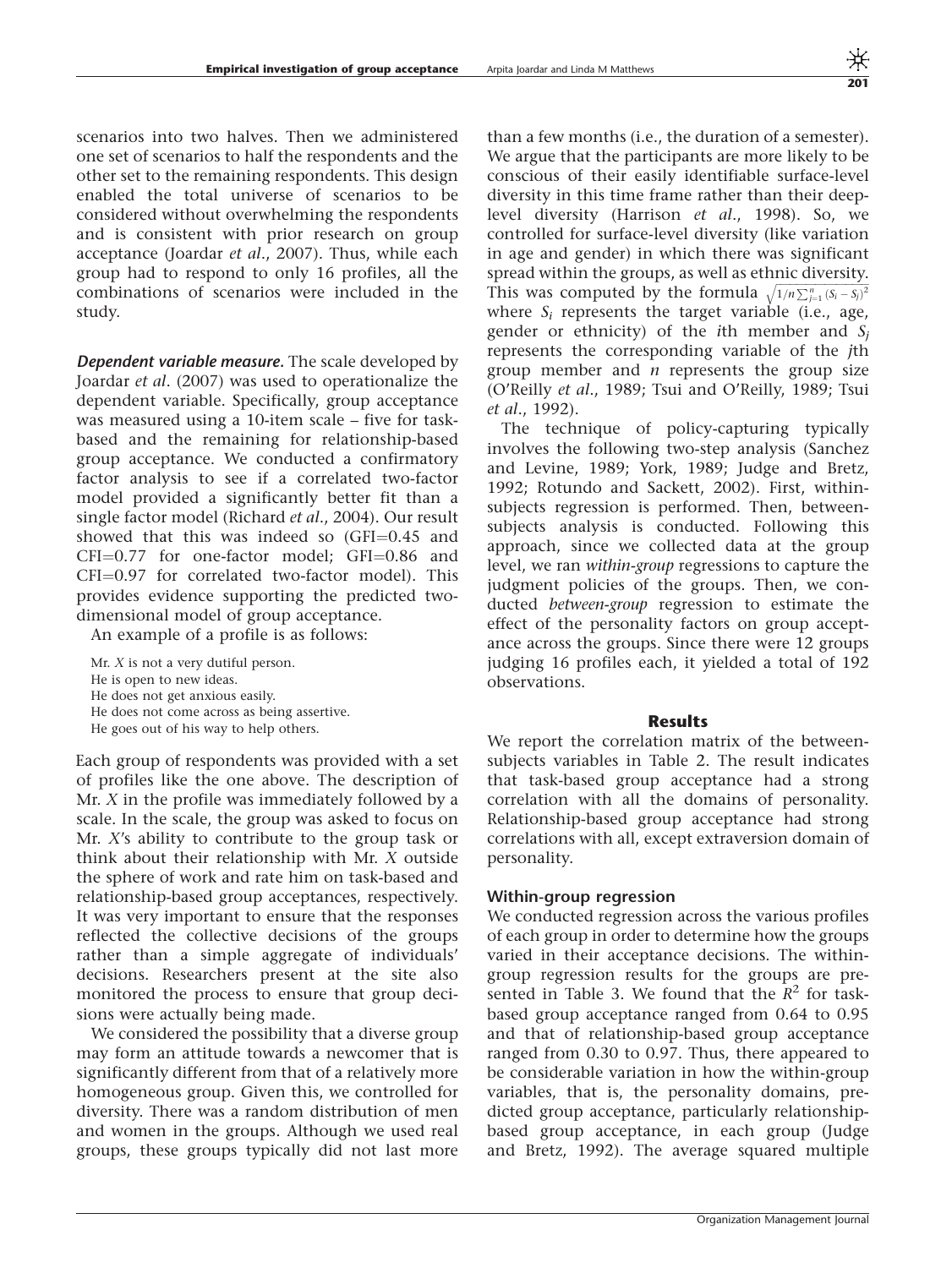scenarios into two halves. Then we administered one set of scenarios to half the respondents and the other set to the remaining respondents. This design enabled the total universe of scenarios to be considered without overwhelming the respondents and is consistent with prior research on group acceptance (Joardar *et al*., 2007). Thus, while each group had to respond to only 16 profiles, all the combinations of scenarios were included in the study.

***Dependent variable measure.*** The scale developed by Joardar *et al*. (2007) was used to operationalize the dependent variable. Specifically, group acceptance was measured using a 10-item scale – five for task-based and the remaining for relationship-based group acceptance. We conducted a confirmatory factor analysis to see if a correlated two-factor model provided a significantly better fit than a single factor model (Richard *et al*., 2004). Our result showed that this was indeed so (GFI=0.45 and CFI=0.77 for one-factor model; GFI=0.86 and CFI=0.97 for correlated two-factor model). This provides evidence supporting the predicted two-dimensional model of group acceptance.

An example of a profile is as follows:

Mr. *X* is not a very dutiful person.
He is open to new ideas.
He does not get anxious easily.
He does not come across as being assertive.
He goes out of his way to help others.

Each group of respondents was provided with a set of profiles like the one above. The description of Mr. *X* in the profile was immediately followed by a scale. In the scale, the group was asked to focus on Mr. *X*'s ability to contribute to the group task or think about their relationship with Mr. *X* outside the sphere of work and rate him on task-based and relationship-based group acceptances, respectively. It was very important to ensure that the responses reflected the collective decisions of the groups rather than a simple aggregate of individuals' decisions. Researchers present at the site also monitored the process to ensure that group decisions were actually being made.

We considered the possibility that a diverse group may form an attitude towards a newcomer that is significantly different from that of a relatively more homogeneous group. Given this, we controlled for diversity. There was a random distribution of men and women in the groups. Although we used real groups, these groups typically did not last more than a few months (i.e., the duration of a semester). We argue that the participants are more likely to be conscious of their easily identifiable surface-level diversity in this time frame rather than their deep-level diversity (Harrison *et al*., 1998). So, we controlled for surface-level diversity (like variation in age and gender) in which there was significant spread within the groups, as well as ethnic diversity. This was computed by the formula $\sqrt{1/n\sum_{j=1}^{n}(S_i - S_j)^2}$ where $S_i$ represents the target variable (i.e., age, gender or ethnicity) of the *i*th member and $S_j$ represents the corresponding variable of the *j*th group member and *n* represents the group size (O'Reilly *et al*., 1989; Tsui and O'Reilly, 1989; Tsui *et al*., 1992).

The technique of policy-capturing typically involves the following two-step analysis (Sanchez and Levine, 1989; York, 1989; Judge and Bretz, 1992; Rotundo and Sackett, 2002). First, within-subjects regression is performed. Then, between-subjects analysis is conducted. Following this approach, since we collected data at the group level, we ran *within-group* regressions to capture the judgment policies of the groups. Then, we conducted *between-group* regression to estimate the effect of the personality factors on group acceptance across the groups. Since there were 12 groups judging 16 profiles each, it yielded a total of 192 observations.

## Results

We report the correlation matrix of the between-subjects variables in Table 2. The result indicates that task-based group acceptance had a strong correlation with all the domains of personality. Relationship-based group acceptance had strong correlations with all, except extraversion domain of personality.

### Within-group regression

We conducted regression across the various profiles of each group in order to determine how the groups varied in their acceptance decisions. The within-group regression results for the groups are presented in Table 3. We found that the $R^2$ for task-based group acceptance ranged from 0.64 to 0.95 and that of relationship-based group acceptance ranged from 0.30 to 0.97. Thus, there appeared to be considerable variation in how the within-group variables, that is, the personality domains, predicted group acceptance, particularly relationship-based group acceptance, in each group (Judge and Bretz, 1992). The average squared multiple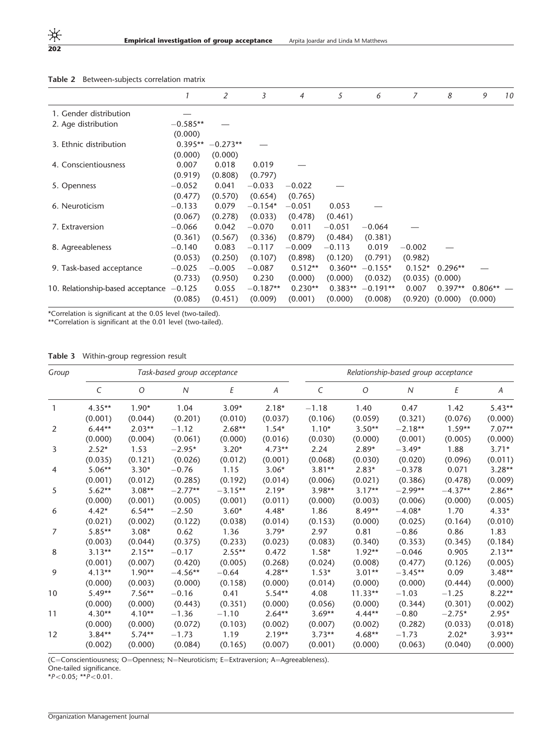**Table 2** Between-subjects correlation matrix

| | 1 | 2 | 3 | 4 | 5 | 6 | 7 | 8 | 9 | 10 |
|---|---|---|---|---|---|---|---|---|---|---|
| 1. Gender distribution | — | | | | | | | | | |
| 2. Age distribution | −0.585** | — | | | | | | | | |
| | (0.000) | | | | | | | | | |
| 3. Ethnic distribution | 0.395** | −0.273** | — | | | | | | | |
| | (0.000) | (0.000) | | | | | | | | |
| 4. Conscientiousness | 0.007 | 0.018 | 0.019 | — | | | | | | |
| | (0.919) | (0.808) | (0.797) | | | | | | | |
| 5. Openness | −0.052 | 0.041 | −0.033 | −0.022 | — | | | | | |
| | (0.477) | (0.570) | (0.654) | (0.765) | | | | | | |
| 6. Neuroticism | −0.133 | 0.079 | −0.154* | −0.051 | 0.053 | — | | | | |
| | (0.067) | (0.278) | (0.033) | (0.478) | (0.461) | | | | | |
| 7. Extraversion | −0.066 | 0.042 | −0.070 | 0.011 | −0.051 | −0.064 | — | | | |
| | (0.361) | (0.567) | (0.336) | (0.879) | (0.484) | (0.381) | | | | |
| 8. Agreeableness | −0.140 | 0.083 | −0.117 | −0.009 | −0.113 | 0.019 | −0.002 | — | | |
| | (0.053) | (0.250) | (0.107) | (0.898) | (0.120) | (0.791) | (0.982) | | | |
| 9. Task-based acceptance | −0.025 | −0.005 | −0.087 | 0.512** | 0.360** | −0.155* | 0.152* | 0.296** | — | |
| | (0.733) | (0.950) | 0.230 | (0.000) | (0.000) | (0.032) | (0.035) | (0.000) | | |
| 10. Relationship-based acceptance | −0.125 | 0.055 | −0.187** | 0.230** | 0.383** | −0.191** | 0.007 | 0.397** | 0.806** | — |
| | (0.085) | (0.451) | (0.009) | (0.001) | (0.000) | (0.008) | (0.920) | (0.000) | (0.000) | |

*Correlation is significant at the 0.05 level (two-tailed).
**Correlation is significant at the 0.01 level (two-tailed).

**Table 3** Within-group regression result

| Group | Task-based group acceptance | | | | | Relationship-based group acceptance | | | | |
|---|---|---|---|---|---|---|---|---|---|---|
| | C | O | N | E | A | C | O | N | E | A |
| 1 | 4.35** | 1.90* | 1.04 | 3.09* | 2.18* | −1.18 | 1.40 | 0.47 | 1.42 | 5.43** |
| | (0.001) | (0.044) | (0.201) | (0.010) | (0.037) | (0.106) | (0.059) | (0.321) | (0.076) | (0.000) |
| 2 | 6.44** | 2.03** | −1.12 | 2.68** | 1.54* | 1.10* | 3.50** | −2.18** | 1.59** | 7.07** |
| | (0.000) | (0.004) | (0.061) | (0.000) | (0.016) | (0.030) | (0.000) | (0.001) | (0.005) | (0.000) |
| 3 | 2.52* | 1.53 | −2.95* | 3.20* | 4.73** | 2.24 | 2.89* | −3.49* | 1.88 | 3.71* |
| | (0.035) | (0.121) | (0.026) | (0.012) | (0.001) | (0.068) | (0.030) | (0.020) | (0.096) | (0.011) |
| 4 | 5.06** | 3.30* | −0.76 | 1.15 | 3.06* | 3.81** | 2.83* | −0.378 | 0.071 | 3.28** |
| | (0.001) | (0.012) | (0.285) | (0.192) | (0.014) | (0.006) | (0.021) | (0.386) | (0.478) | (0.009) |
| 5 | 5.62** | 3.08** | −2.77** | −3.15** | 2.19* | 3.98** | 3.17** | −2.99** | −4.37** | 2.86** |
| | (0.000) | (0.001) | (0.005) | (0.001) | (0.011) | (0.000) | (0.003) | (0.006) | (0.000) | (0.005) |
| 6 | 4.42* | 6.54** | −2.50 | 3.60* | 4.48* | 1.86 | 8.49** | −4.08* | 1.70 | 4.33* |
| | (0.021) | (0.002) | (0.122) | (0.038) | (0.014) | (0.153) | (0.000) | (0.025) | (0.164) | (0.010) |
| 7 | 5.85** | 3.08* | 0.62 | 1.36 | 3.79* | 2.97 | 0.81 | −0.86 | 0.86 | 1.83 |
| | (0.003) | (0.044) | (0.375) | (0.233) | (0.023) | (0.083) | (0.340) | (0.353) | (0.345) | (0.184) |
| 8 | 3.13** | 2.15** | −0.17 | 2.55** | 0.472 | 1.58* | 1.92** | −0.046 | 0.905 | 2.13** |
| | (0.001) | (0.007) | (0.420) | (0.005) | (0.268) | (0.024) | (0.008) | (0.477) | (0.126) | (0.005) |
| 9 | 4.13** | 1.90** | −4.56** | −0.64 | 4.28** | 1.53* | 3.01** | −3.45** | 0.09 | 3.48** |
| | (0.000) | (0.003) | (0.000) | (0.158) | (0.000) | (0.014) | (0.000) | (0.000) | (0.444) | (0.000) |
| 10 | 5.49** | 7.56** | −0.16 | 0.41 | 5.54** | 4.08 | 11.33** | −1.03 | −1.25 | 8.22** |
| | (0.000) | (0.000) | (0.443) | (0.351) | (0.000) | (0.056) | (0.000) | (0.344) | (0.301) | (0.002) |
| 11 | 4.30** | 4.10** | −1.36 | −1.10 | 2.64** | 3.69** | 4.44** | −0.80 | −2.75* | 2.95* |
| | (0.000) | (0.000) | (0.072) | (0.103) | (0.002) | (0.007) | (0.002) | (0.282) | (0.033) | (0.018) |
| 12 | 3.84** | 5.74** | −1.73 | 1.19 | 2.19** | 3.73** | 4.68** | −1.73 | 2.02* | 3.93** |
| | (0.002) | (0.000) | (0.084) | (0.165) | (0.007) | (0.001) | (0.000) | (0.063) | (0.040) | (0.000) |

(C=Conscientiousness; O=Openness; N=Neuroticism; E=Extraversion; A=Agreeableness).
One-tailed significance.
*$P<0.05$; **$P<0.01$.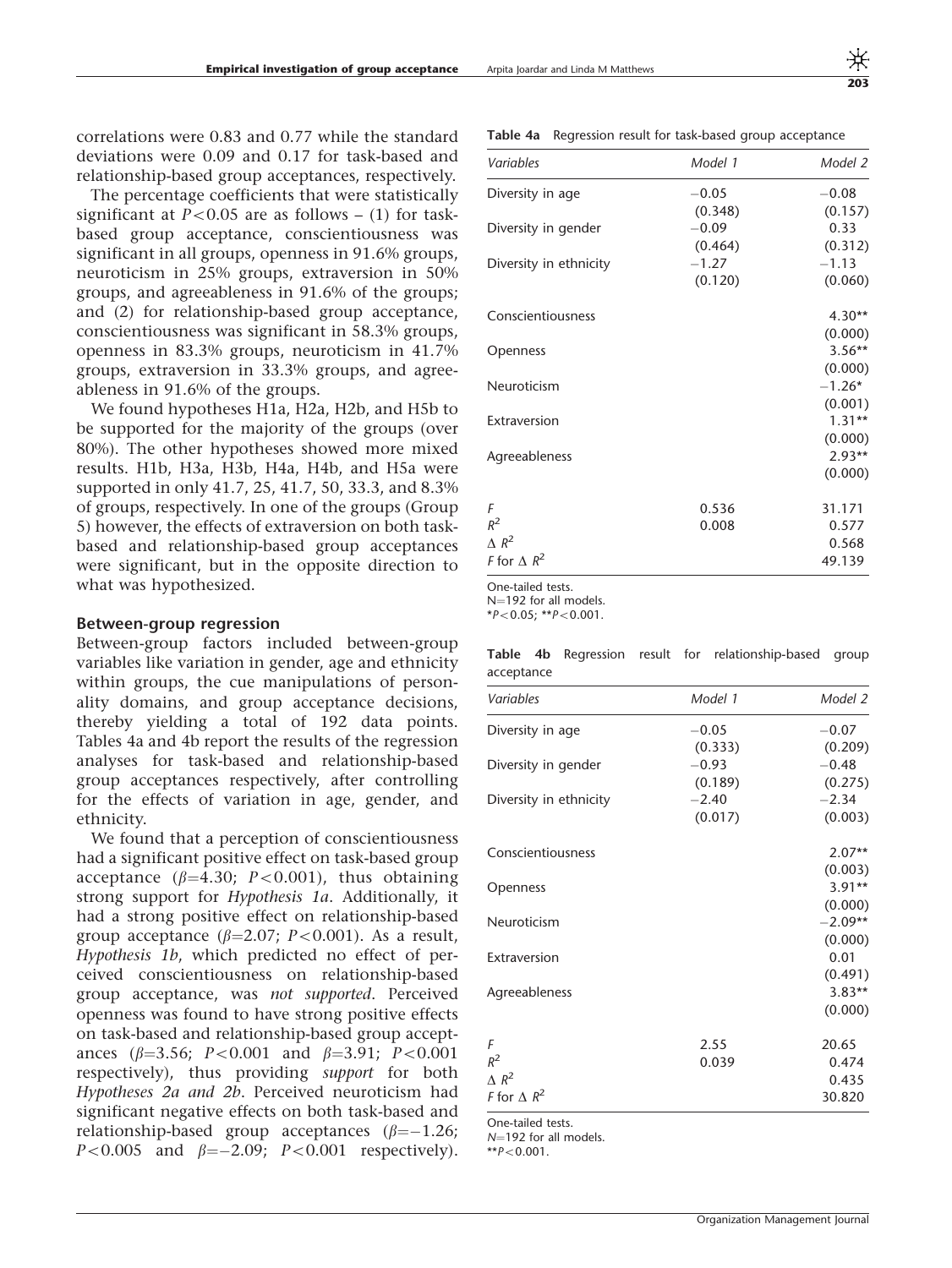correlations were 0.83 and 0.77 while the standard deviations were 0.09 and 0.17 for task-based and relationship-based group acceptances, respectively.

The percentage coefficients that were statistically significant at $P<0.05$ are as follows – (1) for task-based group acceptance, conscientiousness was significant in all groups, openness in 91.6% groups, neuroticism in 25% groups, extraversion in 50% groups, and agreeableness in 91.6% of the groups; and (2) for relationship-based group acceptance, conscientiousness was significant in 58.3% groups, openness in 83.3% groups, neuroticism in 41.7% groups, extraversion in 33.3% groups, and agreeableness in 91.6% of the groups.

We found hypotheses H1a, H2a, H2b, and H5b to be supported for the majority of the groups (over 80%). The other hypotheses showed more mixed results. H1b, H3a, H3b, H4a, H4b, and H5a were supported in only 41.7, 25, 41.7, 50, 33.3, and 8.3% of groups, respectively. In one of the groups (Group 5) however, the effects of extraversion on both task-based and relationship-based group acceptances were significant, but in the opposite direction to what was hypothesized.

### Between-group regression

Between-group factors included between-group variables like variation in gender, age and ethnicity within groups, the cue manipulations of personality domains, and group acceptance decisions, thereby yielding a total of 192 data points. Tables 4a and 4b report the results of the regression analyses for task-based and relationship-based group acceptances respectively, after controlling for the effects of variation in age, gender, and ethnicity.

We found that a perception of conscientiousness had a significant positive effect on task-based group acceptance ($\beta$=4.30; $P<0.001$), thus obtaining strong support for *Hypothesis 1a*. Additionally, it had a strong positive effect on relationship-based group acceptance ($\beta$=2.07; $P<0.001$). As a result, *Hypothesis 1b*, which predicted no effect of perceived conscientiousness on relationship-based group acceptance, was *not supported*. Perceived openness was found to have strong positive effects on task-based and relationship-based group acceptances ($\beta$=3.56; $P<0.001$ and $\beta$=3.91; $P<0.001$ respectively), thus providing *support* for both *Hypotheses 2a and 2b*. Perceived neuroticism had significant negative effects on both task-based and relationship-based group acceptances ($\beta$=−1.26; $P<0.005$ and $\beta$=−2.09; $P<0.001$ respectively).

**Table 4a** Regression result for task-based group acceptance

| *Variables* | *Model 1* | *Model 2* |
|---|---|---|
| Diversity in age | −0.05 | −0.08 |
| | (0.348) | (0.157) |
| Diversity in gender | −0.09 | 0.33 |
| | (0.464) | (0.312) |
| Diversity in ethnicity | −1.27 | −1.13 |
| | (0.120) | (0.060) |
| Conscientiousness | | 4.30** |
| | | (0.000) |
| Openness | | 3.56** |
| | | (0.000) |
| Neuroticism | | −1.26* |
| | | (0.001) |
| Extraversion | | 1.31** |
| | | (0.000) |
| Agreeableness | | 2.93** |
| | | (0.000) |
| $F$ | 0.536 | 31.171 |
| $R^2$ | 0.008 | 0.577 |
| $\Delta R^2$ | | 0.568 |
| $F$ for $\Delta R^2$ | | 49.139 |

One-tailed tests.
N=192 for all models.
*$P<0.05$; **$P<0.001$.

**Table 4b** Regression result for relationship-based group acceptance

| *Variables* | *Model 1* | *Model 2* |
|---|---|---|
| Diversity in age | −0.05 | −0.07 |
| | (0.333) | (0.209) |
| Diversity in gender | −0.93 | −0.48 |
| | (0.189) | (0.275) |
| Diversity in ethnicity | −2.40 | −2.34 |
| | (0.017) | (0.003) |
| Conscientiousness | | 2.07** |
| | | (0.003) |
| Openness | | 3.91** |
| | | (0.000) |
| Neuroticism | | −2.09** |
| | | (0.000) |
| Extraversion | | 0.01 |
| | | (0.491) |
| Agreeableness | | 3.83** |
| | | (0.000) |
| $F$ | 2.55 | 20.65 |
| $R^2$ | 0.039 | 0.474 |
| $\Delta R^2$ | | 0.435 |
| $F$ for $\Delta R^2$ | | 30.820 |

One-tailed tests.
$N$=192 for all models.
**$P<0.001$.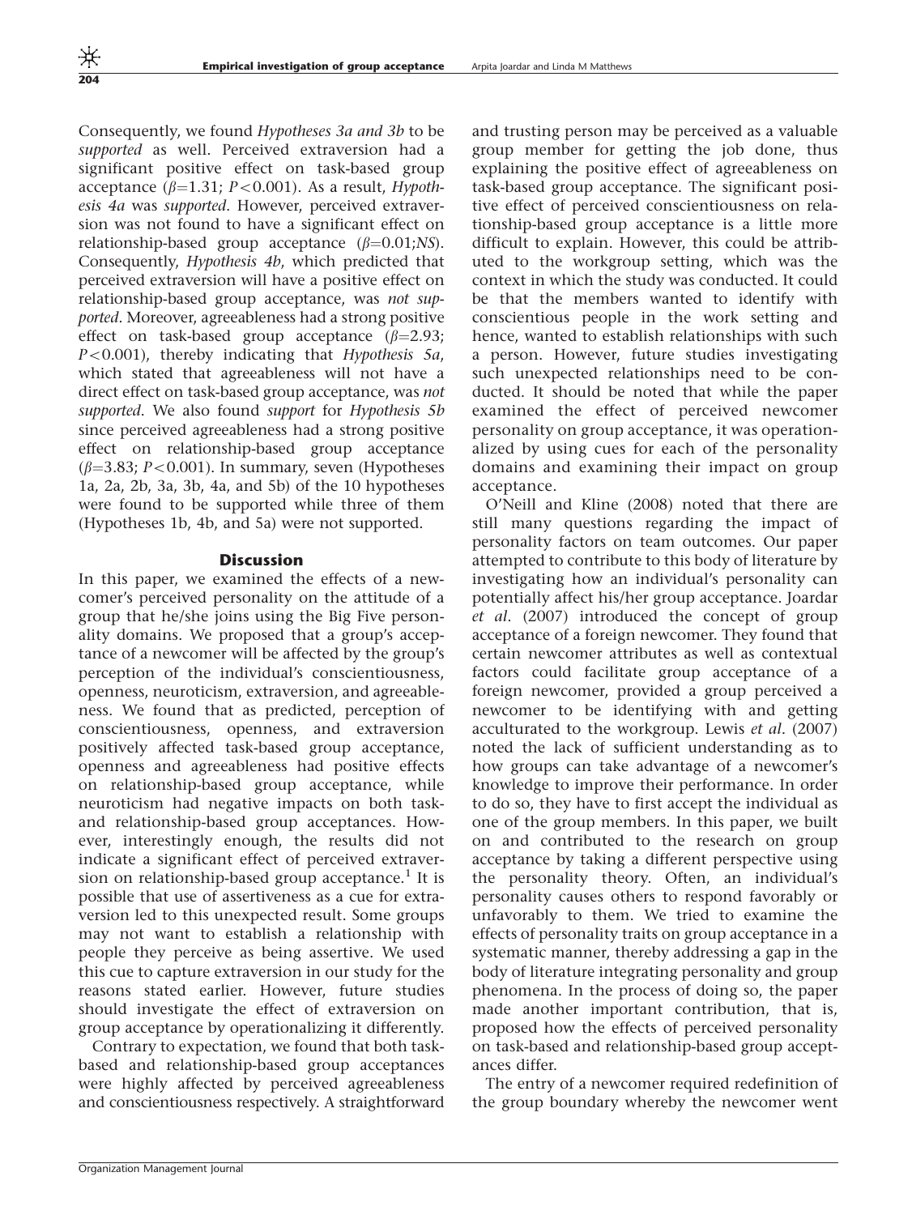Consequently, we found *Hypotheses 3a and 3b* to be *supported* as well. Perceived extraversion had a significant positive effect on task-based group acceptance ($\beta$=1.31; $P$<0.001). As a result, *Hypothesis 4a* was *supported*. However, perceived extraversion was not found to have a significant effect on relationship-based group acceptance ($\beta$=0.01;*NS*). Consequently, *Hypothesis 4b*, which predicted that perceived extraversion will have a positive effect on relationship-based group acceptance, was *not supported*. Moreover, agreeableness had a strong positive effect on task-based group acceptance ($\beta$=2.93; $P$<0.001), thereby indicating that *Hypothesis 5a*, which stated that agreeableness will not have a direct effect on task-based group acceptance, was *not supported*. We also found *support* for *Hypothesis 5b* since perceived agreeableness had a strong positive effect on relationship-based group acceptance ($\beta$=3.83; $P$<0.001). In summary, seven (Hypotheses 1a, 2a, 2b, 3a, 3b, 4a, and 5b) of the 10 hypotheses were found to be supported while three of them (Hypotheses 1b, 4b, and 5a) were not supported.

## Discussion

In this paper, we examined the effects of a newcomer's perceived personality on the attitude of a group that he/she joins using the Big Five personality domains. We proposed that a group's acceptance of a newcomer will be affected by the group's perception of the individual's conscientiousness, openness, neuroticism, extraversion, and agreeableness. We found that as predicted, perception of conscientiousness, openness, and extraversion positively affected task-based group acceptance, openness and agreeableness had positive effects on relationship-based group acceptance, while neuroticism had negative impacts on both task- and relationship-based group acceptances. However, interestingly enough, the results did not indicate a significant effect of perceived extraversion on relationship-based group acceptance.[1] It is possible that use of assertiveness as a cue for extraversion led to this unexpected result. Some groups may not want to establish a relationship with people they perceive as being assertive. We used this cue to capture extraversion in our study for the reasons stated earlier. However, future studies should investigate the effect of extraversion on group acceptance by operationalizing it differently.

Contrary to expectation, we found that both task-based and relationship-based group acceptances were highly affected by perceived agreeableness and conscientiousness respectively. A straightforward and trusting person may be perceived as a valuable group member for getting the job done, thus explaining the positive effect of agreeableness on task-based group acceptance. The significant positive effect of perceived conscientiousness on relationship-based group acceptance is a little more difficult to explain. However, this could be attributed to the workgroup setting, which was the context in which the study was conducted. It could be that the members wanted to identify with conscientious people in the work setting and hence, wanted to establish relationships with such a person. However, future studies investigating such unexpected relationships need to be conducted. It should be noted that while the paper examined the effect of perceived newcomer personality on group acceptance, it was operationalized by using cues for each of the personality domains and examining their impact on group acceptance.

O'Neill and Kline (2008) noted that there are still many questions regarding the impact of personality factors on team outcomes. Our paper attempted to contribute to this body of literature by investigating how an individual's personality can potentially affect his/her group acceptance. Joardar *et al*. (2007) introduced the concept of group acceptance of a foreign newcomer. They found that certain newcomer attributes as well as contextual factors could facilitate group acceptance of a foreign newcomer, provided a group perceived a newcomer to be identifying with and getting acculturated to the workgroup. Lewis *et al*. (2007) noted the lack of sufficient understanding as to how groups can take advantage of a newcomer's knowledge to improve their performance. In order to do so, they have to first accept the individual as one of the group members. In this paper, we built on and contributed to the research on group acceptance by taking a different perspective using the personality theory. Often, an individual's personality causes others to respond favorably or unfavorably to them. We tried to examine the effects of personality traits on group acceptance in a systematic manner, thereby addressing a gap in the body of literature integrating personality and group phenomena. In the process of doing so, the paper made another important contribution, that is, proposed how the effects of perceived personality on task-based and relationship-based group acceptances differ.

The entry of a newcomer required redefinition of the group boundary whereby the newcomer went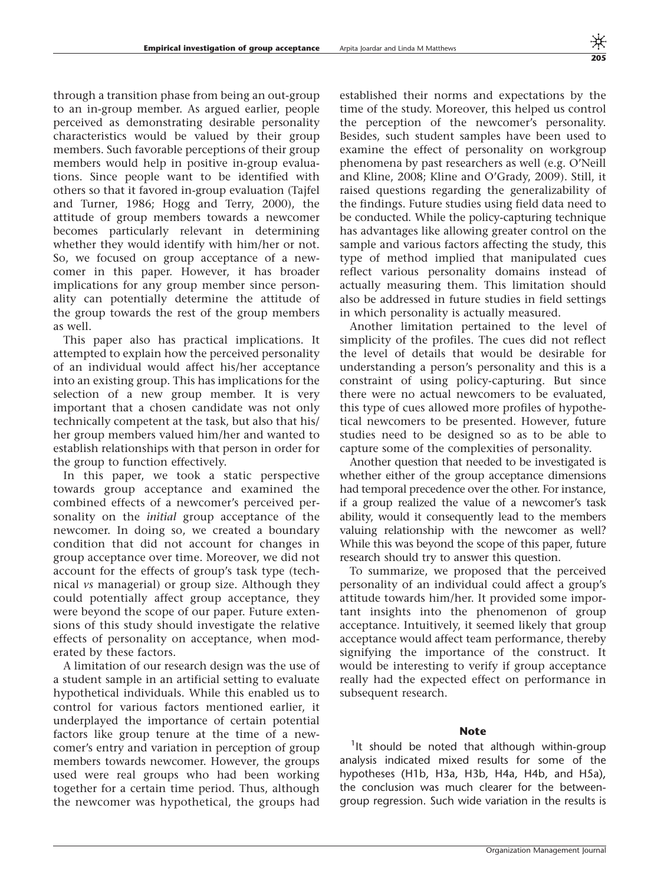through a transition phase from being an out-group to an in-group member. As argued earlier, people perceived as demonstrating desirable personality characteristics would be valued by their group members. Such favorable perceptions of their group members would help in positive in-group evaluations. Since people want to be identified with others so that it favored in-group evaluation (Tajfel and Turner, 1986; Hogg and Terry, 2000), the attitude of group members towards a newcomer becomes particularly relevant in determining whether they would identify with him/her or not. So, we focused on group acceptance of a newcomer in this paper. However, it has broader implications for any group member since personality can potentially determine the attitude of the group towards the rest of the group members as well.

This paper also has practical implications. It attempted to explain how the perceived personality of an individual would affect his/her acceptance into an existing group. This has implications for the selection of a new group member. It is very important that a chosen candidate was not only technically competent at the task, but also that his/her group members valued him/her and wanted to establish relationships with that person in order for the group to function effectively.

In this paper, we took a static perspective towards group acceptance and examined the combined effects of a newcomer's perceived personality on the *initial* group acceptance of the newcomer. In doing so, we created a boundary condition that did not account for changes in group acceptance over time. Moreover, we did not account for the effects of group's task type (technical *vs* managerial) or group size. Although they could potentially affect group acceptance, they were beyond the scope of our paper. Future extensions of this study should investigate the relative effects of personality on acceptance, when moderated by these factors.

A limitation of our research design was the use of a student sample in an artificial setting to evaluate hypothetical individuals. While this enabled us to control for various factors mentioned earlier, it underplayed the importance of certain potential factors like group tenure at the time of a newcomer's entry and variation in perception of group members towards newcomer. However, the groups used were real groups who had been working together for a certain time period. Thus, although the newcomer was hypothetical, the groups had established their norms and expectations by the time of the study. Moreover, this helped us control the perception of the newcomer's personality. Besides, such student samples have been used to examine the effect of personality on workgroup phenomena by past researchers as well (e.g. O'Neill and Kline, 2008; Kline and O'Grady, 2009). Still, it raised questions regarding the generalizability of the findings. Future studies using field data need to be conducted. While the policy-capturing technique has advantages like allowing greater control on the sample and various factors affecting the study, this type of method implied that manipulated cues reflect various personality domains instead of actually measuring them. This limitation should also be addressed in future studies in field settings in which personality is actually measured.

Another limitation pertained to the level of simplicity of the profiles. The cues did not reflect the level of details that would be desirable for understanding a person's personality and this is a constraint of using policy-capturing. But since there were no actual newcomers to be evaluated, this type of cues allowed more profiles of hypothetical newcomers to be presented. However, future studies need to be designed so as to be able to capture some of the complexities of personality.

Another question that needed to be investigated is whether either of the group acceptance dimensions had temporal precedence over the other. For instance, if a group realized the value of a newcomer's task ability, would it consequently lead to the members valuing relationship with the newcomer as well? While this was beyond the scope of this paper, future research should try to answer this question.

To summarize, we proposed that the perceived personality of an individual could affect a group's attitude towards him/her. It provided some important insights into the phenomenon of group acceptance. Intuitively, it seemed likely that group acceptance would affect team performance, thereby signifying the importance of the construct. It would be interesting to verify if group acceptance really had the expected effect on performance in subsequent research.

## Note

[1]It should be noted that although within-group analysis indicated mixed results for some of the hypotheses (H1b, H3a, H3b, H4a, H4b, and H5a), the conclusion was much clearer for the between-group regression. Such wide variation in the results is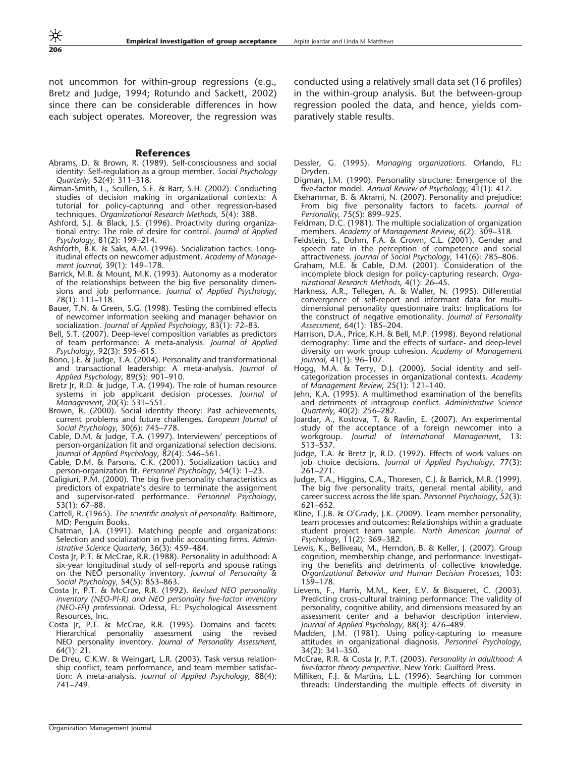not uncommon for within-group regressions (e.g., Bretz and Judge, 1994; Rotundo and Sackett, 2002) since there can be considerable differences in how each subject operates. Moreover, the regression was conducted using a relatively small data set (16 profiles) in the within-group analysis. But the between-group regression pooled the data, and hence, yields comparatively stable results.

## References

Abrams, D. & Brown, R. (1989). Self-consciousness and social identity: Self-regulation as a group member. *Social Psychology Quarterly*, 52(4): 311–318.

Aiman-Smith, L., Scullen, S.E. & Barr, S.H. (2002). Conducting studies of decision making in organizational contexts: A tutorial for policy-capturing and other regression-based techniques. *Organizational Research Methods*, 5(4): 388.

Ashford, S.J. & Black, J.S. (1996). Proactivity during organizational entry: The role of desire for control. *Journal of Applied Psychology*, 81(2): 199–214.

Ashforth, B.K. & Saks, A.M. (1996). Socialization tactics: Longitudinal effects on newcomer adjustment. *Academy of Management Journal*, 39(1): 149–178.

Barrick, M.R. & Mount, M.K. (1993). Autonomy as a moderator of the relationships between the big five personality dimensions and job performance. *Journal of Applied Psychology*, 78(1): 111–118.

Bauer, T.N. & Green, S.G. (1998). Testing the combined effects of newcomer information seeking and manager behavior on socialization. *Journal of Applied Psychology*, 83(1): 72–83.

Bell, S.T. (2007). Deep-level composition variables as predictors of team performance: A meta-analysis. *Journal of Applied Psychology*, 92(3): 595–615.

Bono, J.E. & Judge, T.A. (2004). Personality and transformational and transactional leadership: A meta-analysis. *Journal of Applied Psychology*, 89(5): 901–910.

Bretz Jr, R.D. & Judge, T.A. (1994). The role of human resource systems in job applicant decision processes. *Journal of Management*, 20(3): 531–551.

Brown, R. (2000). Social identity theory: Past achievements, current problems and future challenges. *European Journal of Social Psychology*, 30(6): 745–778.

Cable, D.M. & Judge, T.A. (1997). Interviewers' perceptions of person-organization fit and organizational selection decisions. *Journal of Applied Psychology*, 82(4): 546–561.

Cable, D.M. & Parsons, C.K. (2001). Socialization tactics and person-organization fit. *Personnel Psychology*, 54(1): 1–23.

Caligiuri, P.M. (2000). The big five personality characteristics as predictors of expatriate's desire to terminate the assignment and supervisor-rated performance. *Personnel Psychology*, 53(1): 67–88.

Cattell, R. (1965). *The scientific analysis of personality*. Baltimore, MD: Penguin Books.

Chatman, J.A. (1991). Matching people and organizations: Selection and socialization in public accounting firms. *Administrative Science Quarterly*, 36(3): 459–484.

Costa Jr, P.T. & McCrae, R.R. (1988). Personality in adulthood: A six-year longitudinal study of self-reports and spouse ratings on the NEO personality inventory. *Journal of Personality & Social Psychology*, 54(5): 853–863.

Costa Jr, P.T. & McCrae, R.R. (1992). *Revised NEO personality inventory (NEO-PI-R) and NEO personality five-factor inventory (NEO-FFI) professional*. Odessa, FL: Psychological Assessment Resources, Inc.

Costa Jr, P.T. & McCrae, R.R. (1995). Domains and facets: Hierarchical personality assessment using the revised NEO personality inventory. *Journal of Personality Assessment*, 64(1): 21.

De Dreu, C.K.W. & Weingart, L.R. (2003). Task versus relationship conflict, team performance, and team member satisfaction: A meta-analysis. *Journal of Applied Psychology*, 88(4): 741–749.

Dessler, G. (1995). *Managing organizations*. Orlando, FL: Dryden.

Digman, J.M. (1990). Personality structure: Emergence of the five-factor model. *Annual Review of Psychology*, 41(1): 417.

Ekehammar, B. & Akrami, N. (2007). Personality and prejudice: From big five personality factors to facets. *Journal of Personality*, 75(5): 899–925.

Feldman, D.C. (1981). The multiple socialization of organization members. *Academy of Management Review*, 6(2): 309–318.

Feldstein, S., Dohm, F.A. & Crown, C.L. (2001). Gender and speech rate in the perception of competence and social attractiveness. *Journal of Social Psychology*, 141(6): 785–806.

Graham, M.E. & Cable, D.M. (2001). Consideration of the incomplete block design for policy-capturing research. *Organizational Research Methods*, 4(1): 26–45.

Harkness, A.R., Tellegen, A. & Waller, N. (1995). Differential convergence of self-report and informant data for multidimensional personality questionnaire traits: Implications for the construct of negative emotionality. *Journal of Personality Assessment*, 64(1): 185–204.

Harrison, D.A., Price, K.H. & Bell, M.P. (1998). Beyond relational demography: Time and the effects of surface- and deep-level diversity on work group cohesion. *Academy of Management Journal*, 41(1): 96–107.

Hogg, M.A. & Terry, D.J. (2000). Social identity and self-categorization processes in organizational contexts. *Academy of Management Review*, 25(1): 121–140.

Jehn, K.A. (1995). A multimethod examination of the benefits and detriments of intragroup conflict. *Administrative Science Quarterly*, 40(2): 256–282.

Joardar, A., Kostova, T. & Ravlin, E. (2007). An experimental study of the acceptance of a foreign newcomer into a workgroup. *Journal of International Management*, 13: 513–537.

Judge, T.A. & Bretz Jr, R.D. (1992). Effects of work values on job choice decisions. *Journal of Applied Psychology*, 77(3): 261–271.

Judge, T.A., Higgins, C.A., Thoresen, C.J. & Barrick, M.R. (1999). The big five personality traits, general mental ability, and career success across the life span. *Personnel Psychology*, 52(3): 621–652.

Kline, T.J.B. & O'Grady, J.K. (2009). Team member personality, team processes and outcomes: Relationships within a graduate student project team sample. *North American Journal of Psychology*, 11(2): 369–382.

Lewis, K., Belliveau, M., Herndon, B. & Keller, J. (2007). Group cognition, membership change, and performance: Investigating the benefits and detriments of collective knowledge. *Organizational Behavior and Human Decision Processes*, 103: 159–178.

Lievens, F., Harris, M.M., Keer, E.V. & Bisqueret, C. (2003). Predicting cross-cultural training performance: The validity of personality, cognitive ability, and dimensions measured by an assessment center and a behavior description interview. *Journal of Applied Psychology*, 88(3): 476–489.

Madden, J.M. (1981). Using policy-capturing to measure attitudes in organizational diagnosis. *Personnel Psychology*, 34(2): 341–350.

McCrae, R.R. & Costa Jr, P.T. (2003). *Personality in adulthood: A five-factor theory perspective*. New York: Guilford Press.

Milliken, F.J. & Martins, L.L. (1996). Searching for common threads: Understanding the multiple effects of diversity in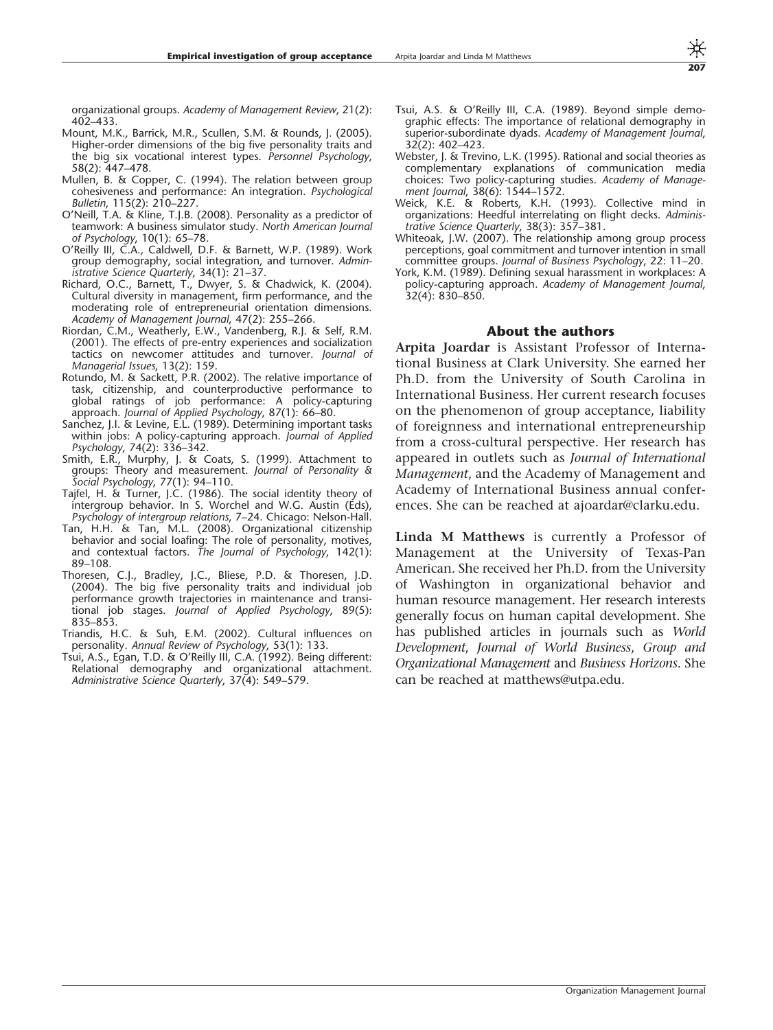organizational groups. *Academy of Management Review*, 21(2): 402–433.

Mount, M.K., Barrick, M.R., Scullen, S.M. & Rounds, J. (2005). Higher-order dimensions of the big five personality traits and the big six vocational interest types. *Personnel Psychology*, 58(2): 447–478.

Mullen, B. & Copper, C. (1994). The relation between group cohesiveness and performance: An integration. *Psychological Bulletin*, 115(2): 210–227.

O'Neill, T.A. & Kline, T.J.B. (2008). Personality as a predictor of teamwork: A business simulator study. *North American Journal of Psychology*, 10(1): 65–78.

O'Reilly III, C.A., Caldwell, D.F. & Barnett, W.P. (1989). Work group demography, social integration, and turnover. *Administrative Science Quarterly*, 34(1): 21–37.

Richard, O.C., Barnett, T., Dwyer, S. & Chadwick, K. (2004). Cultural diversity in management, firm performance, and the moderating role of entrepreneurial orientation dimensions. *Academy of Management Journal*, 47(2): 255–266.

Riordan, C.M., Weatherly, E.W., Vandenberg, R.J. & Self, R.M. (2001). The effects of pre-entry experiences and socialization tactics on newcomer attitudes and turnover. *Journal of Managerial Issues*, 13(2): 159.

Rotundo, M. & Sackett, P.R. (2002). The relative importance of task, citizenship, and counterproductive performance to global ratings of job performance: A policy-capturing approach. *Journal of Applied Psychology*, 87(1): 66–80.

Sanchez, J.I. & Levine, E.L. (1989). Determining important tasks within jobs: A policy-capturing approach. *Journal of Applied Psychology*, 74(2): 336–342.

Smith, E.R., Murphy, J. & Coats, S. (1999). Attachment to groups: Theory and measurement. *Journal of Personality & Social Psychology*, 77(1): 94–110.

Tajfel, H. & Turner, J.C. (1986). The social identity theory of intergroup behavior. In S. Worchel and W.G. Austin (Eds), *Psychology of intergroup relations*, 7–24. Chicago: Nelson-Hall.

Tan, H.H. & Tan, M.L. (2008). Organizational citizenship behavior and social loafing: The role of personality, motives, and contextual factors. *The Journal of Psychology*, 142(1): 89–108.

Thoresen, C.J., Bradley, J.C., Bliese, P.D. & Thoresen, J.D. (2004). The big five personality traits and individual job performance growth trajectories in maintenance and transitional job stages. *Journal of Applied Psychology*, 89(5): 835–853.

Triandis, H.C. & Suh, E.M. (2002). Cultural influences on personality. *Annual Review of Psychology*, 53(1): 133.

Tsui, A.S., Egan, T.D. & O'Reilly III, C.A. (1992). Being different: Relational demography and organizational attachment. *Administrative Science Quarterly*, 37(4): 549–579.

Tsui, A.S. & O'Reilly III, C.A. (1989). Beyond simple demographic effects: The importance of relational demography in superior-subordinate dyads. *Academy of Management Journal*, 32(2): 402–423.

Webster, J. & Trevino, L.K. (1995). Rational and social theories as complementary explanations of communication media choices: Two policy-capturing studies. *Academy of Management Journal*, 38(6): 1544–1572.

Weick, K.E. & Roberts, K.H. (1993). Collective mind in organizations: Heedful interrelating on flight decks. *Administrative Science Quarterly*, 38(3): 357–381.

Whiteoak, J.W. (2007). The relationship among group process perceptions, goal commitment and turnover intention in small committee groups. *Journal of Business Psychology*, 22: 11–20.

York, K.M. (1989). Defining sexual harassment in workplaces: A policy-capturing approach. *Academy of Management Journal*, 32(4): 830–850.

## About the authors

**Arpita Joardar** is Assistant Professor of International Business at Clark University. She earned her Ph.D. from the University of South Carolina in International Business. Her current research focuses on the phenomenon of group acceptance, liability of foreignness and international entrepreneurship from a cross-cultural perspective. Her research has appeared in outlets such as *Journal of International Management*, and the Academy of Management and Academy of International Business annual conferences. She can be reached at ajoardar@clarku.edu.

**Linda M Matthews** is currently a Professor of Management at the University of Texas-Pan American. She received her Ph.D. from the University of Washington in organizational behavior and human resource management. Her research interests generally focus on human capital development. She has published articles in journals such as *World Development*, *Journal of World Business*, *Group and Organizational Management* and *Business Horizons*. She can be reached at matthews@utpa.edu.